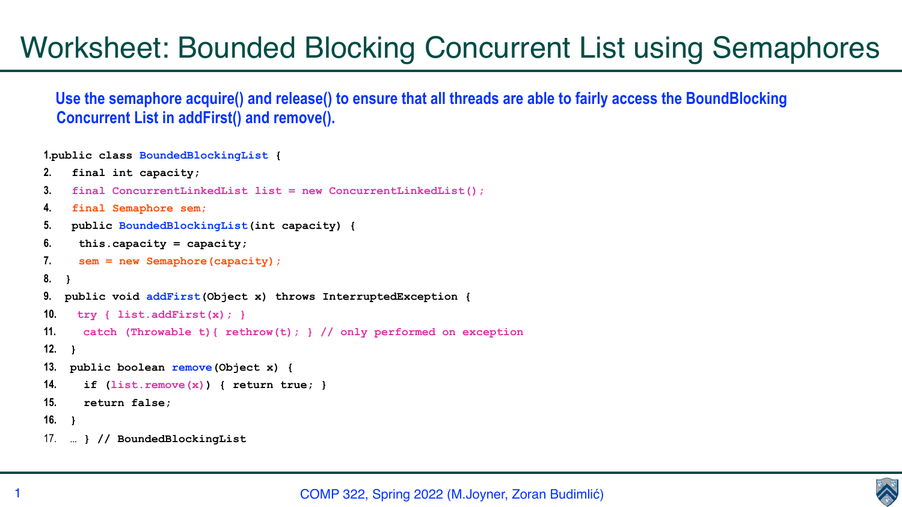# Worksheet: Bounded Blocking Concurrent List using Semaphores

**Use the semaphore acquire() and release() to ensure that all threads are able to fairly access the BoundBlocking Concurrent List in addFirst() and remove().**

```
1.public class BoundedBlockingList {
2.   final int capacity;
3.   final ConcurrentLinkedList list = new ConcurrentLinkedList();
4.   final Semaphore sem;
5.   public BoundedBlockingList(int capacity) {
6.    this.capacity = capacity;
7.    sem = new Semaphore(capacity);
8.  }
9.  public void addFirst(Object x) throws InterruptedException {
10.   try { list.addFirst(x); }
11.    catch (Throwable t){ rethrow(t); } // only performed on exception
12.  }
13.  public boolean remove(Object x) {
14.    if (list.remove(x)) { return true; }
15.    return false;
16.  }
17.  … } // BoundedBlockingList
```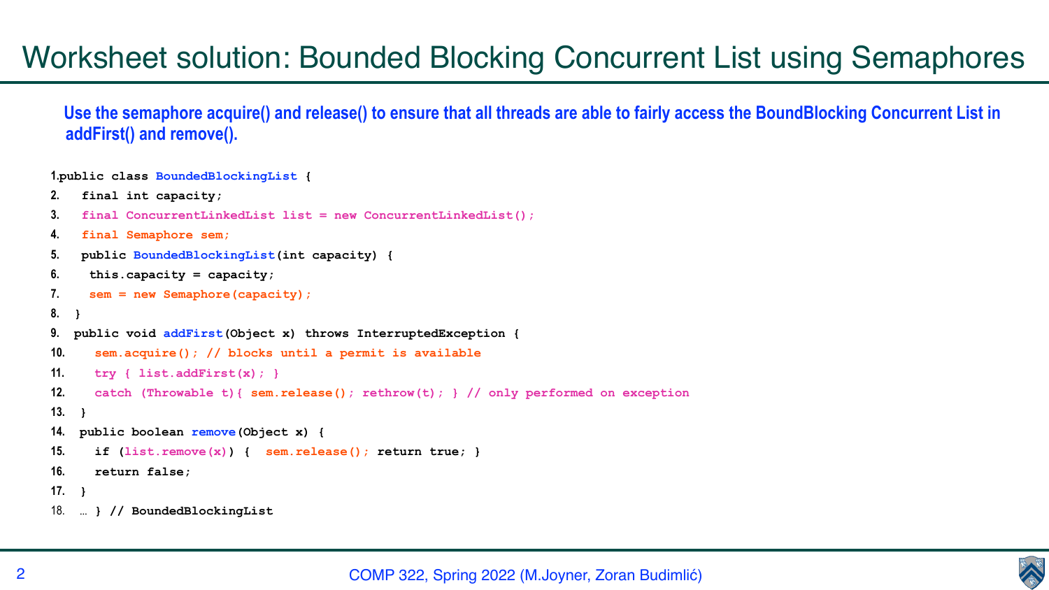# Worksheet solution: Bounded Blocking Concurrent List using Semaphores

**Use the semaphore acquire() and release() to ensure that all threads are able to fairly access the BoundBlocking Concurrent List in addFirst() and remove().**

```
1.public class BoundedBlockingList {
2.   final int capacity;
3.   final ConcurrentLinkedList list = new ConcurrentLinkedList();
4.   final Semaphore sem;
5.   public BoundedBlockingList(int capacity) {
6.    this.capacity = capacity;
7.    sem = new Semaphore(capacity);
8.  }
9.  public void addFirst(Object x) throws InterruptedException {
10.    sem.acquire(); // blocks until a permit is available
11.    try { list.addFirst(x); }
12.    catch (Throwable t){ sem.release(); rethrow(t); } // only performed on exception
13.  }
14.  public boolean remove(Object x) {
15.    if (list.remove(x)) {  sem.release(); return true; }
16.    return false;
17.  }
18.  … } // BoundedBlockingList
```